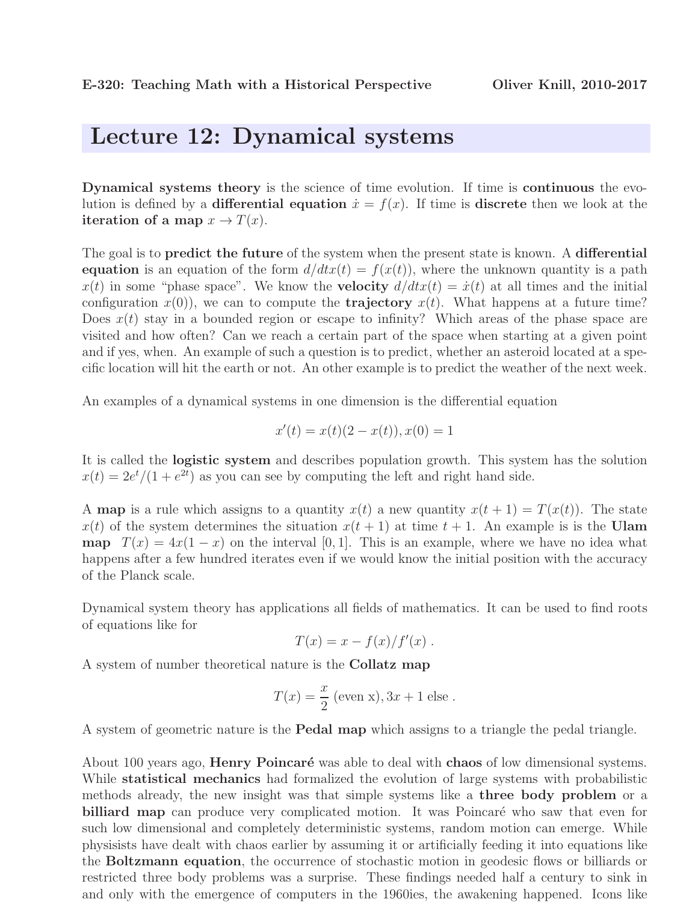E-320: Teaching Math with a Historical Perspective — Oliver Knill, 2010-2017

# Lecture 12: Dynamical systems

**Dynamical systems theory** is the science of time evolution. If time is **continuous** the evolution is defined by a **differential equation** $\dot{x} = f(x)$. If time is **discrete** then we look at the **iteration of a map** $x \to T(x)$.

The goal is to **predict the future** of the system when the present state is known. A **differential equation** is an equation of the form $d/dtx(t) = f(x(t))$, where the unknown quantity is a path $x(t)$ in some "phase space". We know the **velocity** $d/dtx(t) = \dot{x}(t)$ at all times and the initial configuration $x(0)$), we can to compute the **trajectory** $x(t)$. What happens at a future time? Does $x(t)$ stay in a bounded region or escape to infinity? Which areas of the phase space are visited and how often? Can we reach a certain part of the space when starting at a given point and if yes, when. An example of such a question is to predict, whether an asteroid located at a specific location will hit the earth or not. An other example is to predict the weather of the next week.

An examples of a dynamical systems in one dimension is the differential equation

$$x'(t) = x(t)(2 - x(t)), x(0) = 1$$

It is called the **logistic system** and describes population growth. This system has the solution $x(t) = 2e^t/(1 + e^{2t})$ as you can see by computing the left and right hand side.

A **map** is a rule which assigns to a quantity $x(t)$ a new quantity $x(t+1) = T(x(t))$. The state $x(t)$ of the system determines the situation $x(t+1)$ at time $t+1$. An example is is the **Ulam map** $T(x) = 4x(1-x)$ on the interval $[0,1]$. This is an example, where we have no idea what happens after a few hundred iterates even if we would know the initial position with the accuracy of the Planck scale.

Dynamical system theory has applications all fields of mathematics. It can be used to find roots of equations like for

$$T(x) = x - f(x)/f'(x) .$$

A system of number theoretical nature is the **Collatz map**

$$T(x) = \frac{x}{2} \text{ (even x)}, 3x + 1 \text{ else} .$$

A system of geometric nature is the **Pedal map** which assigns to a triangle the pedal triangle.

About 100 years ago, **Henry Poincaré** was able to deal with **chaos** of low dimensional systems. While **statistical mechanics** had formalized the evolution of large systems with probabilistic methods already, the new insight was that simple systems like a **three body problem** or a **billiard map** can produce very complicated motion. It was Poincaré who saw that even for such low dimensional and completely deterministic systems, random motion can emerge. While physisists have dealt with chaos earlier by assuming it or artificially feeding it into equations like the **Boltzmann equation**, the occurrence of stochastic motion in geodesic flows or billiards or restricted three body problems was a surprise. These findings needed half a century to sink in and only with the emergence of computers in the 1960ies, the awakening happened. Icons like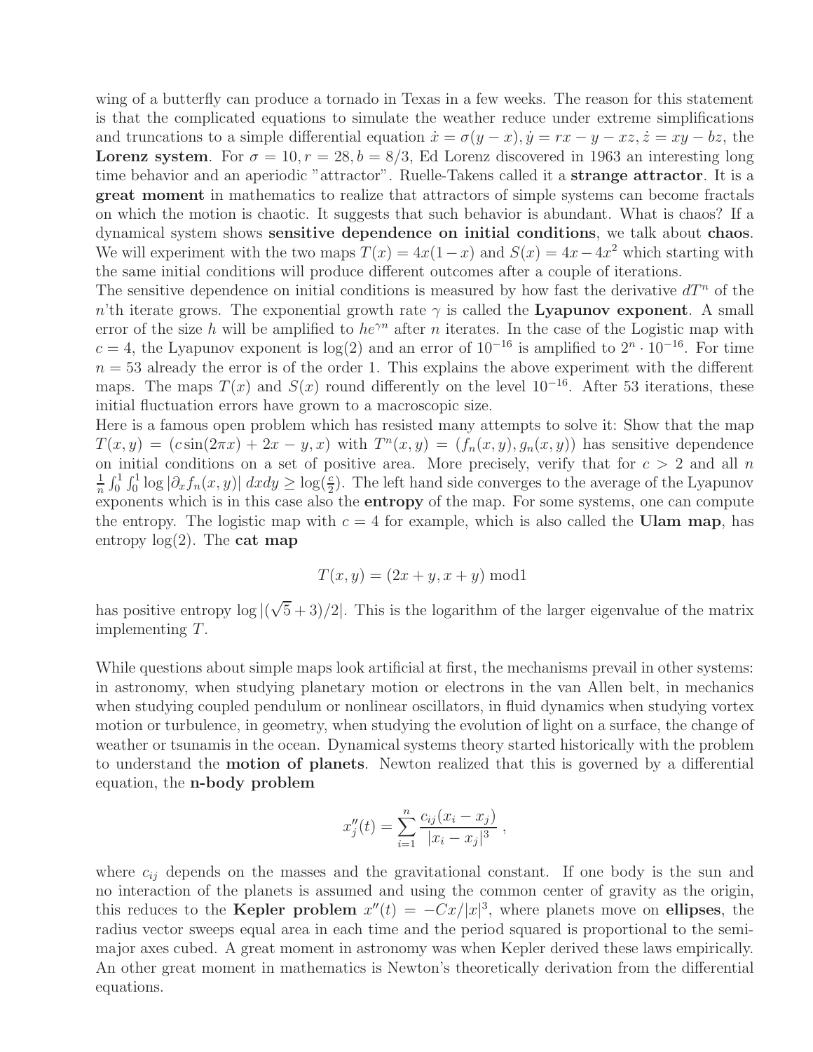wing of a butterfly can produce a tornado in Texas in a few weeks. The reason for this statement is that the complicated equations to simulate the weather reduce under extreme simplifications and truncations to a simple differential equation $\dot{x} = \sigma(y-x), \dot{y} = rx - y - xz, \dot{z} = xy - bz$, the **Lorenz system**. For $\sigma = 10, r = 28, b = 8/3$, Ed Lorenz discovered in 1963 an interesting long time behavior and an aperiodic "attractor". Ruelle-Takens called it a **strange attractor**. It is a **great moment** in mathematics to realize that attractors of simple systems can become fractals on which the motion is chaotic. It suggests that such behavior is abundant. What is chaos? If a dynamical system shows **sensitive dependence on initial conditions**, we talk about **chaos**. We will experiment with the two maps $T(x) = 4x(1-x)$ and $S(x) = 4x - 4x^2$ which starting with the same initial conditions will produce different outcomes after a couple of iterations.

The sensitive dependence on initial conditions is measured by how fast the derivative $dT^n$ of the $n$'th iterate grows. The exponential growth rate $\gamma$ is called the **Lyapunov exponent**. A small error of the size $h$ will be amplified to $he^{\gamma n}$ after $n$ iterates. In the case of the Logistic map with $c = 4$, the Lyapunov exponent is $\log(2)$ and an error of $10^{-16}$ is amplified to $2^n \cdot 10^{-16}$. For time $n = 53$ already the error is of the order 1. This explains the above experiment with the different maps. The maps $T(x)$ and $S(x)$ round differently on the level $10^{-16}$. After 53 iterations, these initial fluctuation errors have grown to a macroscopic size.

Here is a famous open problem which has resisted many attempts to solve it: Show that the map $T(x,y) = (c\sin(2\pi x) + 2x - y, x)$ with $T^n(x,y) = (f_n(x,y), g_n(x,y))$ has sensitive dependence on initial conditions on a set of positive area. More precisely, verify that for $c > 2$ and all $n$ $\frac{1}{n}\int_0^1 \int_0^1 \log|\partial_x f_n(x,y)| \, dxdy \geq \log(\frac{c}{2})$. The left hand side converges to the average of the Lyapunov exponents which is in this case also the **entropy** of the map. For some systems, one can compute the entropy. The logistic map with $c = 4$ for example, which is also called the **Ulam map**, has entropy $\log(2)$. The **cat map**

$$T(x,y) = (2x + y, x + y) \bmod 1$$

has positive entropy $\log|(\sqrt{5}+3)/2|$. This is the logarithm of the larger eigenvalue of the matrix implementing $T$.

While questions about simple maps look artificial at first, the mechanisms prevail in other systems: in astronomy, when studying planetary motion or electrons in the van Allen belt, in mechanics when studying coupled pendulum or nonlinear oscillators, in fluid dynamics when studying vortex motion or turbulence, in geometry, when studying the evolution of light on a surface, the change of weather or tsunamis in the ocean. Dynamical systems theory started historically with the problem to understand the **motion of planets**. Newton realized that this is governed by a differential equation, the **n-body problem**

$$x_j''(t) = \sum_{i=1}^{n} \frac{c_{ij}(x_i - x_j)}{|x_i - x_j|^3} ,$$

where $c_{ij}$ depends on the masses and the gravitational constant. If one body is the sun and no interaction of the planets is assumed and using the common center of gravity as the origin, this reduces to the **Kepler problem** $x''(t) = -Cx/|x|^3$, where planets move on **ellipses**, the radius vector sweeps equal area in each time and the period squared is proportional to the semi-major axes cubed. A great moment in astronomy was when Kepler derived these laws empirically. An other great moment in mathematics is Newton's theoretically derivation from the differential equations.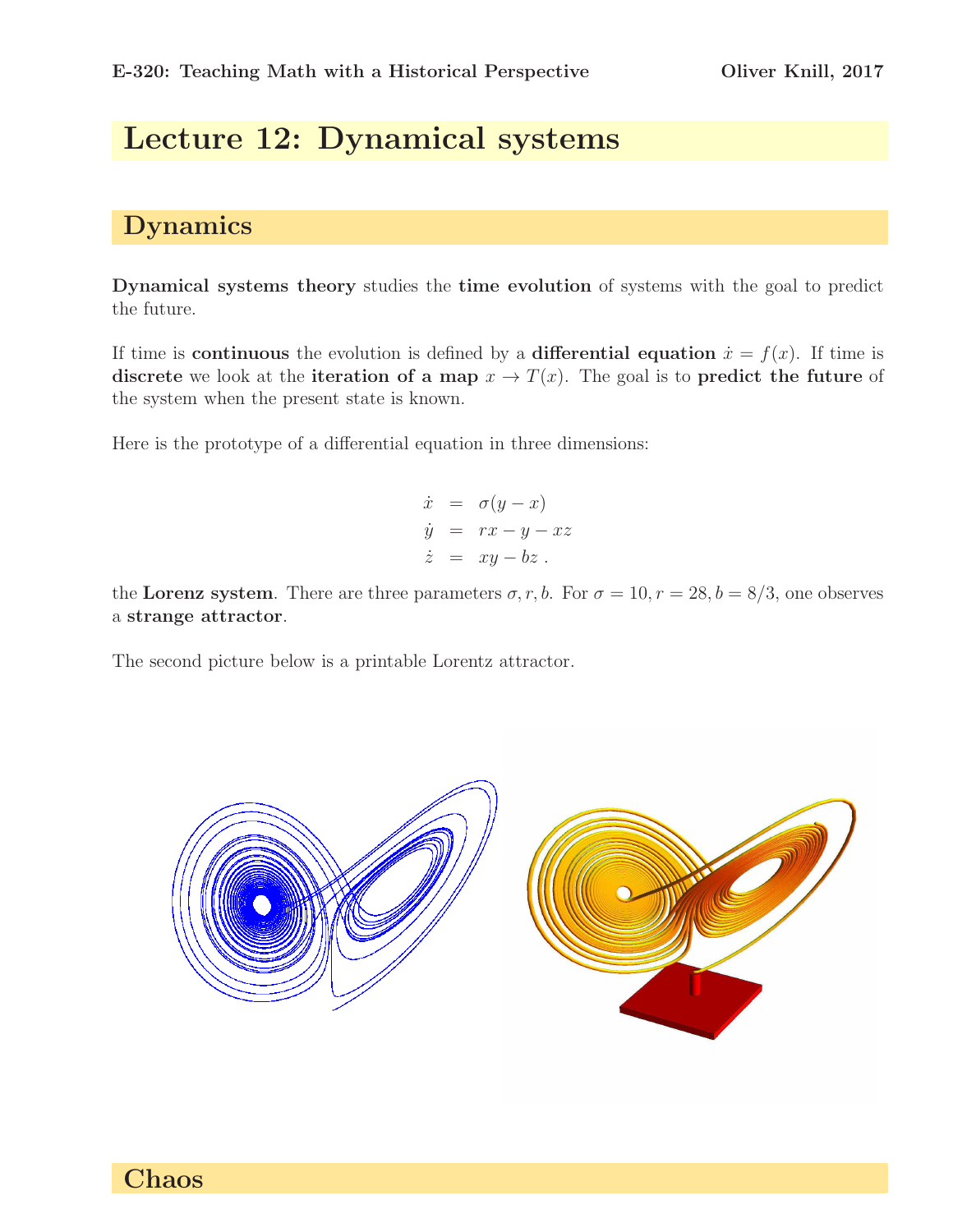# Lecture 12: Dynamical systems

## Dynamics

**Dynamical systems theory** studies the **time evolution** of systems with the goal to predict the future.

If time is **continuous** the evolution is defined by a **differential equation** $\dot{x} = f(x)$. If time is **discrete** we look at the **iteration of a map** $x \to T(x)$. The goal is to **predict the future** of the system when the present state is known.

Here is the prototype of a differential equation in three dimensions:

$$
\begin{aligned}
\dot{x} &= \sigma(y - x) \\
\dot{y} &= rx - y - xz \\
\dot{z} &= xy - bz \; .
\end{aligned}
$$

the **Lorenz system**. There are three parameters $\sigma, r, b$. For $\sigma = 10, r = 28, b = 8/3$, one observes a **strange attractor**.

The second picture below is a printable Lorentz attractor.

## Chaos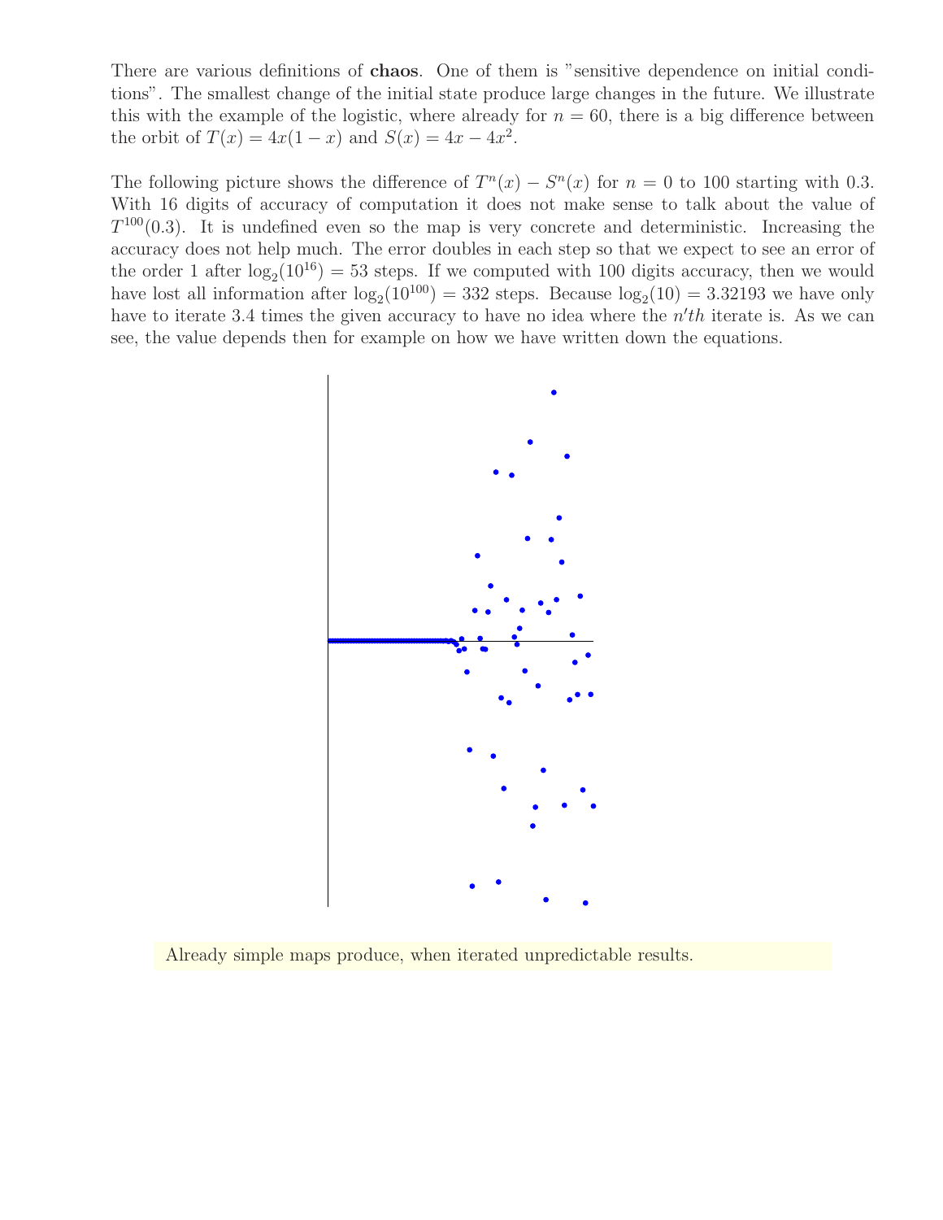There are various definitions of **chaos**. One of them is "sensitive dependence on initial conditions". The smallest change of the initial state produce large changes in the future. We illustrate this with the example of the logistic, where already for $n = 60$, there is a big difference between the orbit of $T(x) = 4x(1-x)$ and $S(x) = 4x - 4x^2$.

The following picture shows the difference of $T^n(x) - S^n(x)$ for $n = 0$ to 100 starting with 0.3. With 16 digits of accuracy of computation it does not make sense to talk about the value of $T^{100}(0.3)$. It is undefined even so the map is very concrete and deterministic. Increasing the accuracy does not help much. The error doubles in each step so that we expect to see an error of the order 1 after $\log_2(10^{16}) = 53$ steps. If we computed with 100 digits accuracy, then we would have lost all information after $\log_2(10^{100}) = 332$ steps. Because $\log_2(10) = 3.32193$ we have only have to iterate 3.4 times the given accuracy to have no idea where the $n'th$ iterate is. As we can see, the value depends then for example on how we have written down the equations.

Already simple maps produce, when iterated unpredictable results.